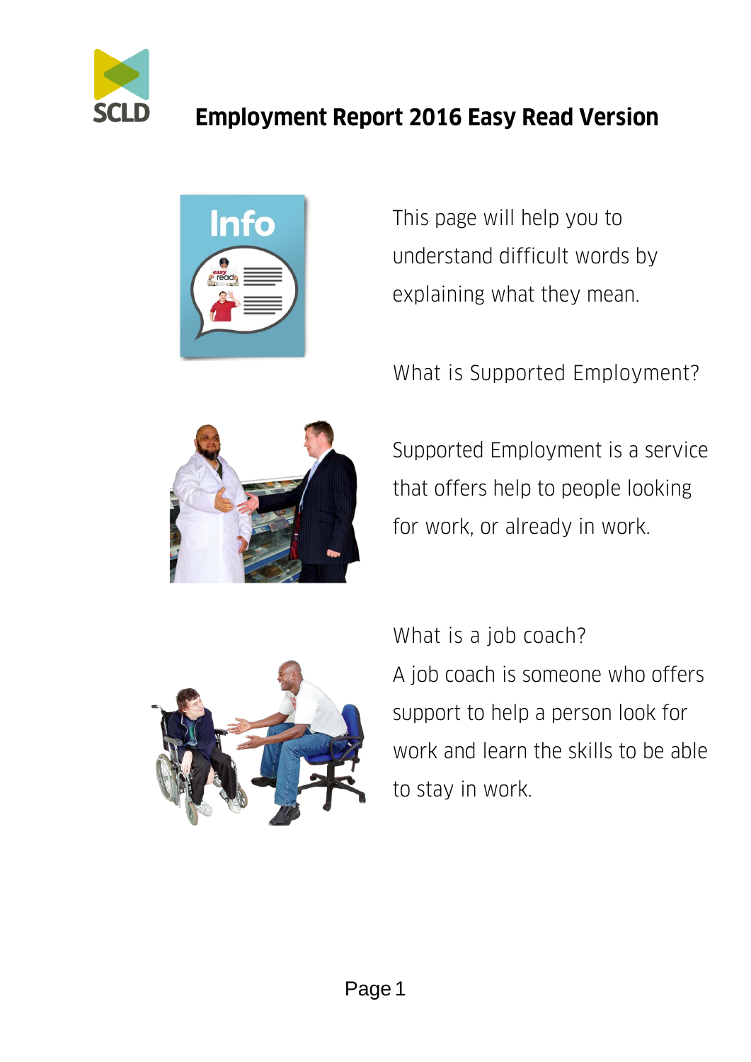# Employment Report 2016 Easy Read Version

This page will help you to understand difficult words by explaining what they mean.

What is Supported Employment?

Supported Employment is a service that offers help to people looking for work, or already in work.

What is a job coach?

A job coach is someone who offers support to help a person look for work and learn the skills to be able to stay in work.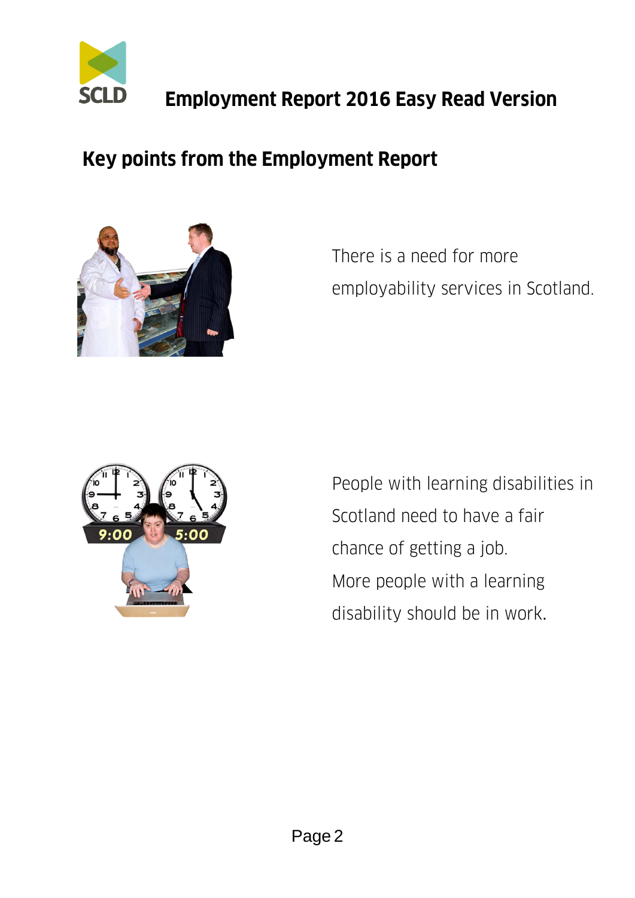# Employment Report 2016 Easy Read Version

## Key points from the Employment Report

There is a need for more employability services in Scotland.

People with learning disabilities in Scotland need to have a fair chance of getting a job.

More people with a learning disability should be in work.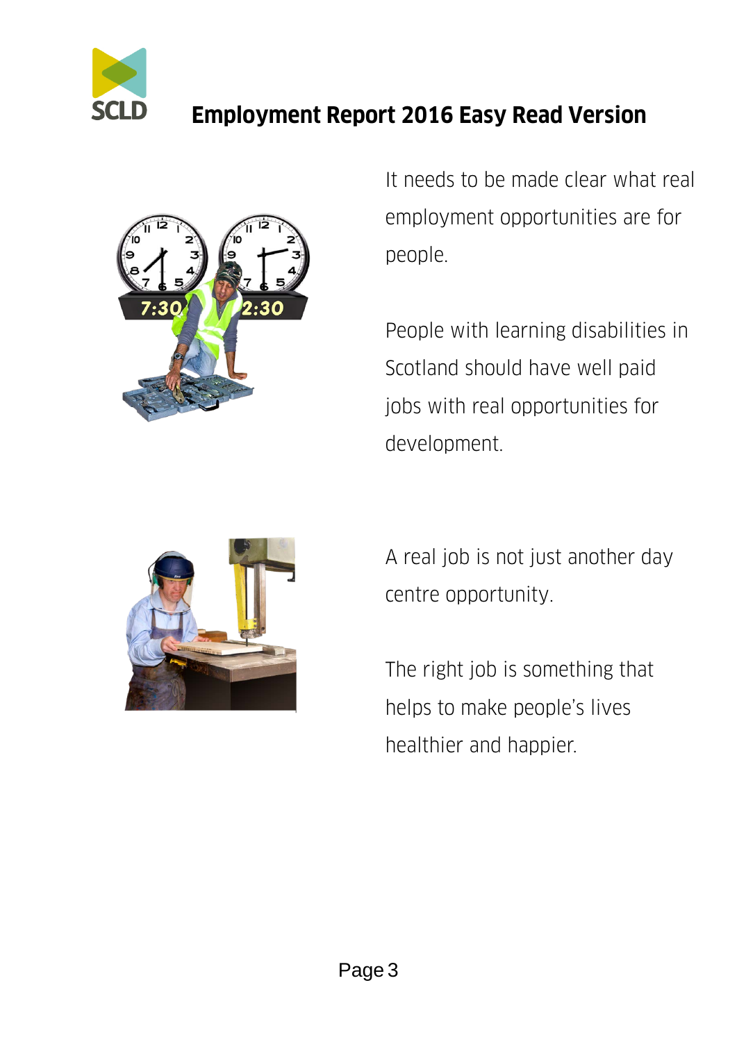It needs to be made clear what real employment opportunities are for people.

People with learning disabilities in Scotland should have well paid jobs with real opportunities for development.

A real job is not just another day centre opportunity.

The right job is something that helps to make people's lives healthier and happier.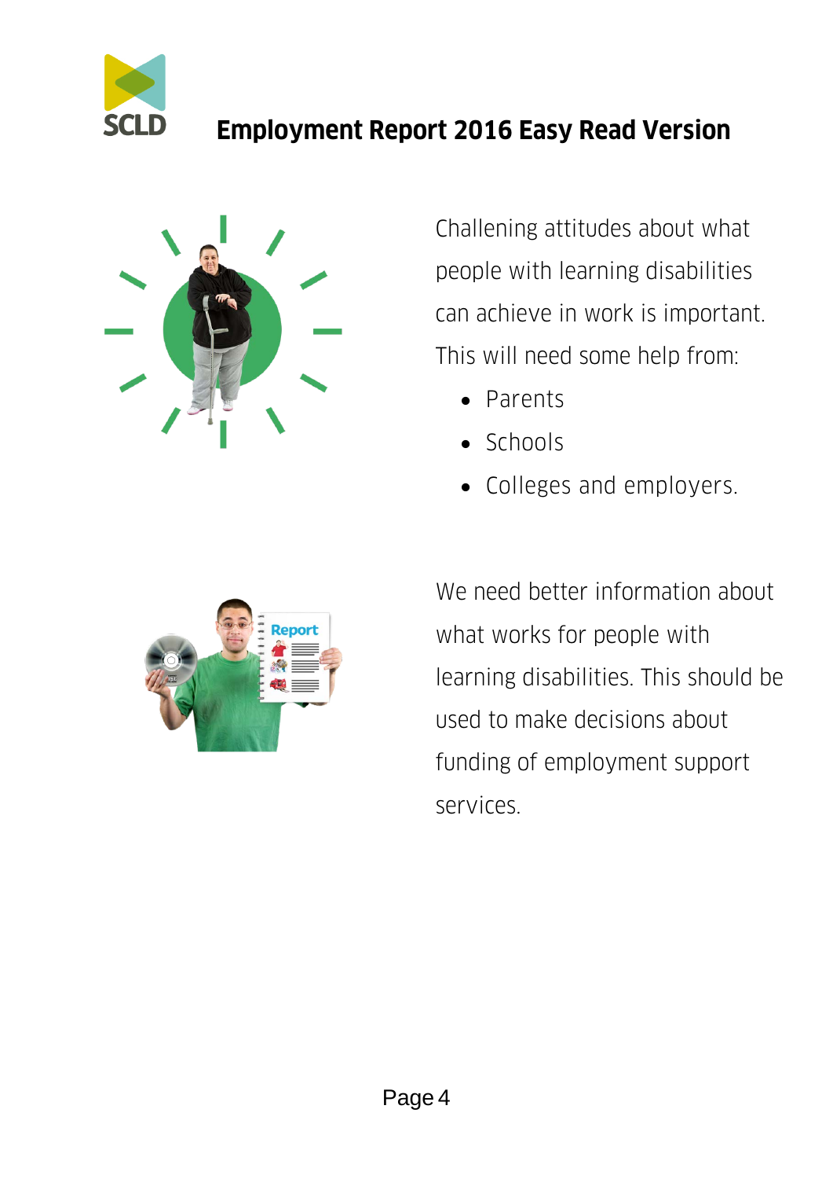Challenging attitudes about what people with learning disabilities can achieve in work is important. This will need some help from:

- Parents
- Schools
- Colleges and employers.

We need better information about what works for people with learning disabilities. This should be used to make decisions about funding of employment support services.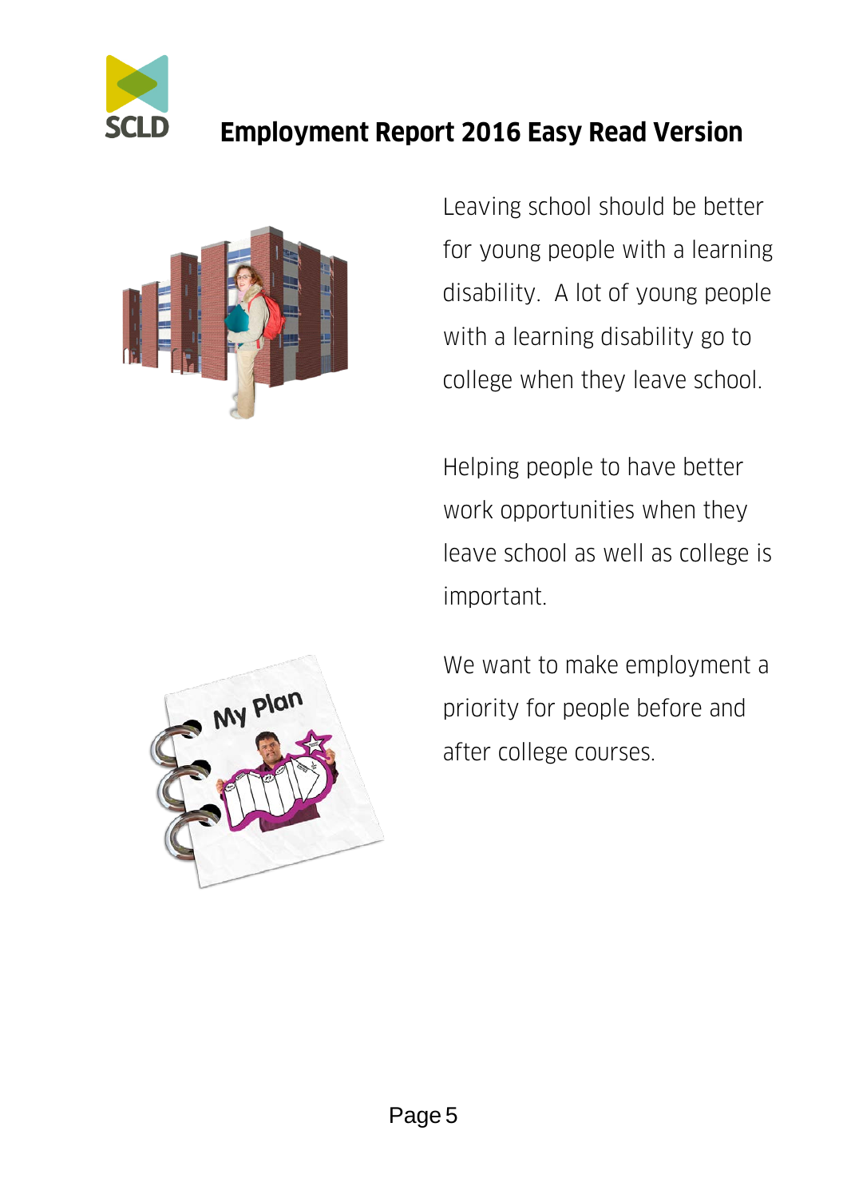# Employment Report 2016 Easy Read Version

Leaving school should be better for young people with a learning disability. A lot of young people with a learning disability go to college when they leave school.

Helping people to have better work opportunities when they leave school as well as college is important.

We want to make employment a priority for people before and after college courses.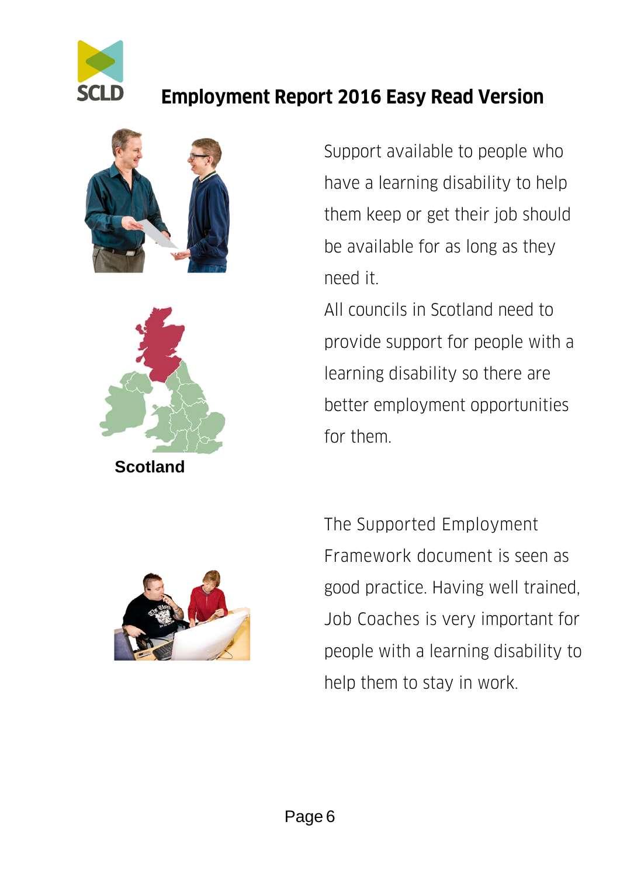Support available to people who have a learning disability to help them keep or get their job should be available for as long as they need it.

All councils in Scotland need to provide support for people with a learning disability so there are better employment opportunities for them.

Scotland

The Supported Employment Framework document is seen as good practice. Having well trained, Job Coaches is very important for people with a learning disability to help them to stay in work.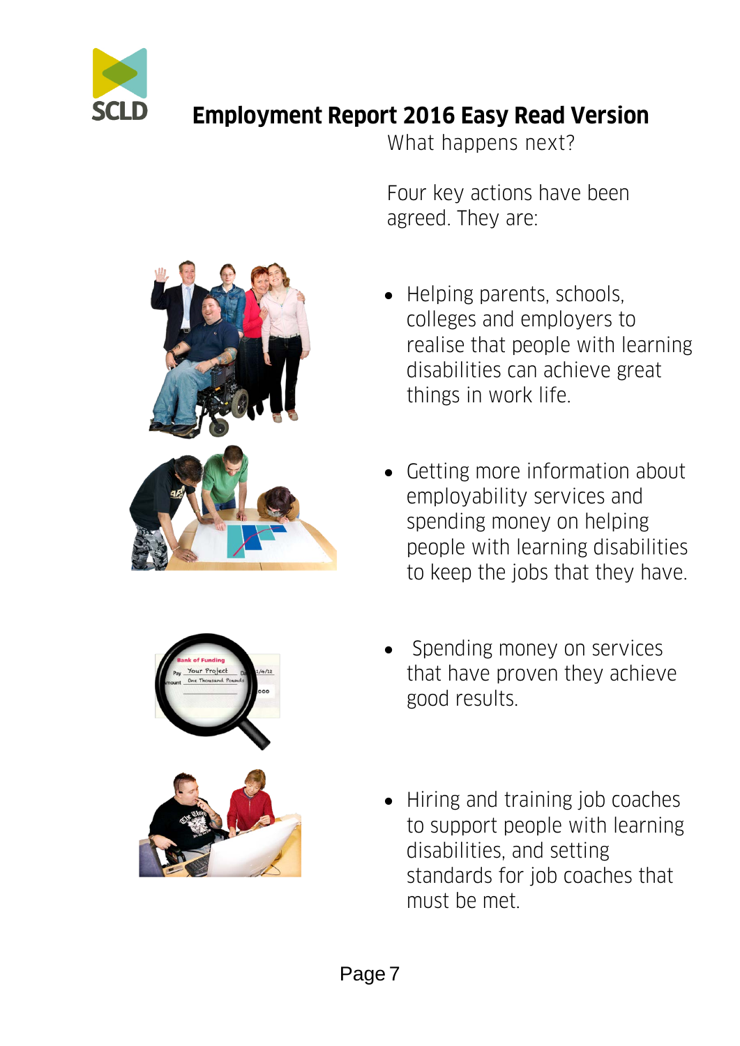# Employment Report 2016 Easy Read Version

What happens next?

Four key actions have been agreed. They are:

- Helping parents, schools, colleges and employers to realise that people with learning disabilities can achieve great things in work life.
- Getting more information about employability services and spending money on helping people with learning disabilities to keep the jobs that they have.
- Spending money on services that have proven they achieve good results.
- Hiring and training job coaches to support people with learning disabilities, and setting standards for job coaches that must be met.